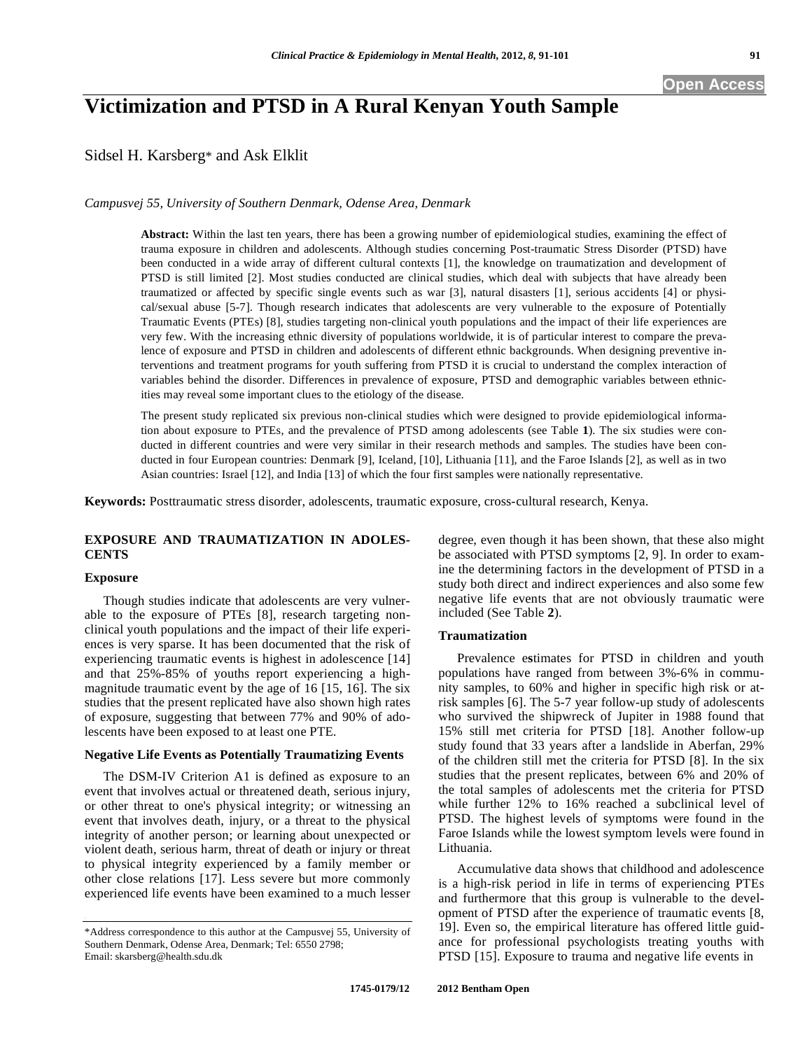# Victimization and PTSD in A Rural Kenyan Youth Sample

Sidsel H. Karsberg* and Ask Elklit

*Campusvej 55, University of Southern Denmark, Odense Area, Denmark*

**Abstract:** Within the last ten years, there has been a growing number of epidemiological studies, examining the effect of trauma exposure in children and adolescents. Although studies concerning Post-traumatic Stress Disorder (PTSD) have been conducted in a wide array of different cultural contexts [1], the knowledge on traumatization and development of PTSD is still limited [2]. Most studies conducted are clinical studies, which deal with subjects that have already been traumatized or affected by specific single events such as war [3], natural disasters [1], serious accidents [4] or physical/sexual abuse [5-7]. Though research indicates that adolescents are very vulnerable to the exposure of Potentially Traumatic Events (PTEs) [8], studies targeting non-clinical youth populations and the impact of their life experiences are very few. With the increasing ethnic diversity of populations worldwide, it is of particular interest to compare the prevalence of exposure and PTSD in children and adolescents of different ethnic backgrounds. When designing preventive interventions and treatment programs for youth suffering from PTSD it is crucial to understand the complex interaction of variables behind the disorder. Differences in prevalence of exposure, PTSD and demographic variables between ethnicities may reveal some important clues to the etiology of the disease.

The present study replicated six previous non-clinical studies which were designed to provide epidemiological information about exposure to PTEs, and the prevalence of PTSD among adolescents (see Table **1**). The six studies were conducted in different countries and were very similar in their research methods and samples. The studies have been conducted in four European countries: Denmark [9], Iceland, [10], Lithuania [11], and the Faroe Islands [2], as well as in two Asian countries: Israel [12], and India [13] of which the four first samples were nationally representative.

**Keywords:** Posttraumatic stress disorder, adolescents, traumatic exposure, cross-cultural research, Kenya.

## EXPOSURE AND TRAUMATIZATION IN ADOLESCENTS

### Exposure

Though studies indicate that adolescents are very vulnerable to the exposure of PTEs [8], research targeting non-clinical youth populations and the impact of their life experiences is very sparse. It has been documented that the risk of experiencing traumatic events is highest in adolescence [14] and that 25%-85% of youths report experiencing a high-magnitude traumatic event by the age of 16 [15, 16]. The six studies that the present replicated have also shown high rates of exposure, suggesting that between 77% and 90% of adolescents have been exposed to at least one PTE.

### Negative Life Events as Potentially Traumatizing Events

The DSM-IV Criterion A1 is defined as exposure to an event that involves actual or threatened death, serious injury, or other threat to one's physical integrity; or witnessing an event that involves death, injury, or a threat to the physical integrity of another person; or learning about unexpected or violent death, serious harm, threat of death or injury or threat to physical integrity experienced by a family member or other close relations [17]. Less severe but more commonly experienced life events have been examined to a much lesser degree, even though it has been shown, that these also might be associated with PTSD symptoms [2, 9]. In order to examine the determining factors in the development of PTSD in a study both direct and indirect experiences and also some few negative life events that are not obviously traumatic were included (See Table **2**).

### Traumatization

Prevalence estimates for PTSD in children and youth populations have ranged from between 3%-6% in community samples, to 60% and higher in specific high risk or at-risk samples [6]. The 5-7 year follow-up study of adolescents who survived the shipwreck of Jupiter in 1988 found that 15% still met criteria for PTSD [18]. Another follow-up study found that 33 years after a landslide in Aberfan, 29% of the children still met the criteria for PTSD [8]. In the six studies that the present replicates, between 6% and 20% of the total samples of adolescents met the criteria for PTSD while further 12% to 16% reached a subclinical level of PTSD. The highest levels of symptoms were found in the Faroe Islands while the lowest symptom levels were found in Lithuania.

Accumulative data shows that childhood and adolescence is a high-risk period in life in terms of experiencing PTEs and furthermore that this group is vulnerable to the development of PTSD after the experience of traumatic events [8, 19]. Even so, the empirical literature has offered little guidance for professional psychologists treating youths with PTSD [15]. Exposure to trauma and negative life events in

*Address correspondence to this author at the Campusvej 55, University of Southern Denmark, Odense Area, Denmark; Tel: 6550 2798; Email: skarsberg@health.sdu.dk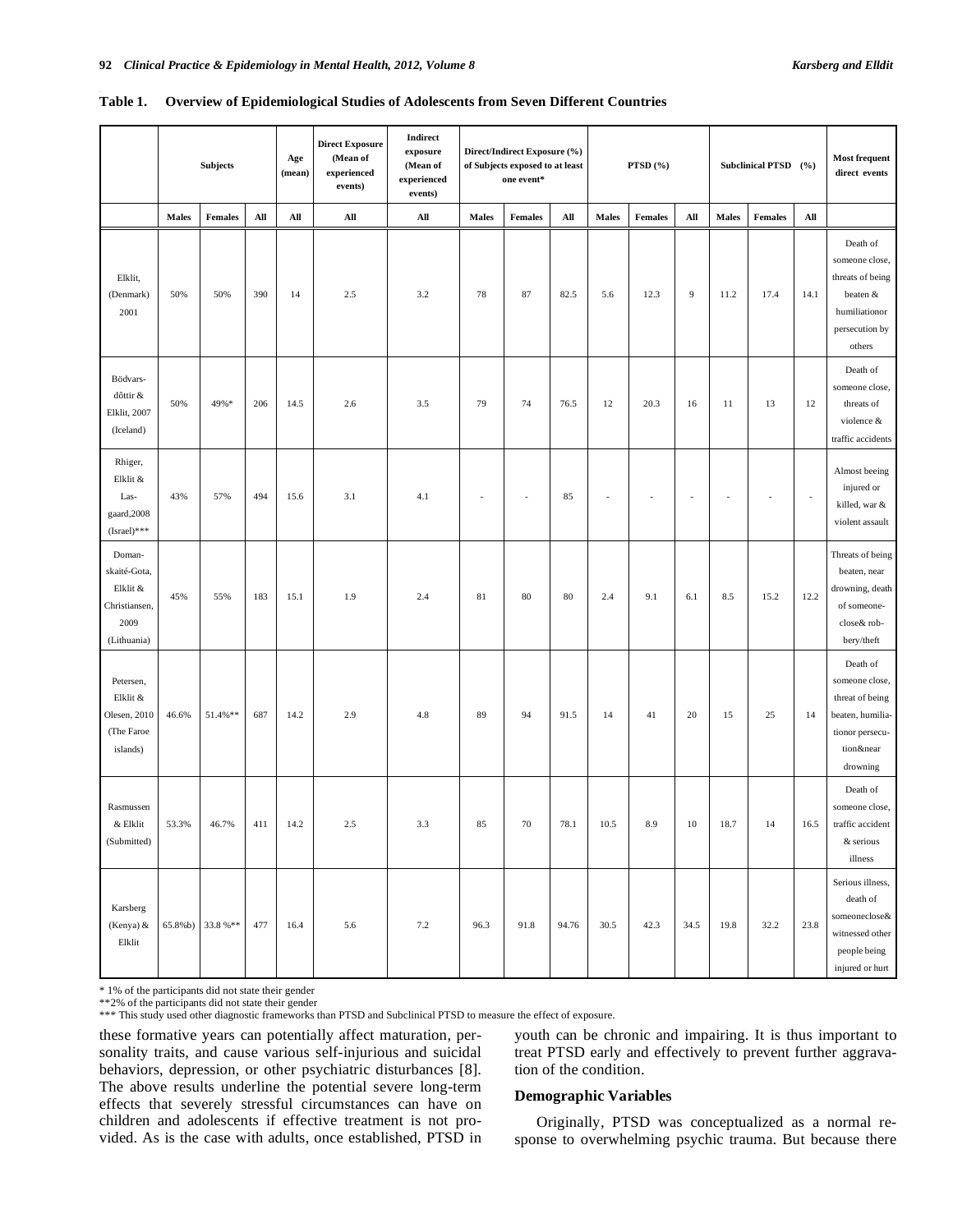**Table 1. Overview of Epidemiological Studies of Adolescents from Seven Different Countries**

| | Subjects | | | Age (mean) | Direct Exposure (Mean of experienced events) | Indirect exposure (Mean of experienced events) | Direct/Indirect Exposure (%) of Subjects exposed to at least one event* | | | PTSD (%) | | | Subclinical PTSD (%) | | | Most frequent direct events |
|---|---|---|---|---|---|---|---|---|---|---|---|---|---|---|---|---|
| | Males | Females | All | All | All | All | Males | Females | All | Males | Females | All | Males | Females | All | |
| Elklit, (Denmark) 2001 | 50% | 50% | 390 | 14 | 2.5 | 3.2 | 78 | 87 | 82.5 | 5.6 | 12.3 | 9 | 11.2 | 17.4 | 14.1 | Death of someone close, threats of being beaten & humiliationor persecution by others |
| Bödvars-dôttir & Elklit, 2007 (Iceland) | 50% | 49%* | 206 | 14.5 | 2.6 | 3.5 | 79 | 74 | 76.5 | 12 | 20.3 | 16 | 11 | 13 | 12 | Death of someone close, threats of violence & traffic accidents |
| Rhiger, Elklit & Las-gaard,2008 (Israel)*** | 43% | 57% | 494 | 15.6 | 3.1 | 4.1 | - | - | 85 | - | - | - | - | - | - | Almost beeing injured or killed, war & violent assault |
| Doman-skaité-Gota, Elklit & Christiansen, 2009 (Lithuania) | 45% | 55% | 183 | 15.1 | 1.9 | 2.4 | 81 | 80 | 80 | 2.4 | 9.1 | 6.1 | 8.5 | 15.2 | 12.2 | Threats of being beaten, near drowning, death of someone-close& rob-bery/theft |
| Petersen, Elklit & Olesen, 2010 (The Faroe islands) | 46.6% | 51.4%** | 687 | 14.2 | 2.9 | 4.8 | 89 | 94 | 91.5 | 14 | 41 | 20 | 15 | 25 | 14 | Death of someone close, threat of being beaten, humilia-tionor persecu-tion&near drowning |
| Rasmussen & Elklit (Submitted) | 53.3% | 46.7% | 411 | 14.2 | 2.5 | 3.3 | 85 | 70 | 78.1 | 10.5 | 8.9 | 10 | 18.7 | 14 | 16.5 | Death of someone close, traffic accident & serious illness |
| Karsberg (Kenya) & Elklit | 65.8%b) | 33.8 %** | 477 | 16.4 | 5.6 | 7.2 | 96.3 | 91.8 | 94.76 | 30.5 | 42.3 | 34.5 | 19.8 | 32.2 | 23.8 | Serious illness, death of someoneclose& witnessed other people being injured or hurt |

\* 1% of the participants did not state their gender
\*\*2% of the participants did not state their gender
\*\*\* This study used other diagnostic frameworks than PTSD and Subclinical PTSD to measure the effect of exposure.

these formative years can potentially affect maturation, personality traits, and cause various self-injurious and suicidal behaviors, depression, or other psychiatric disturbances [8]. The above results underline the potential severe long-term effects that severely stressful circumstances can have on children and adolescents if effective treatment is not provided. As is the case with adults, once established, PTSD in youth can be chronic and impairing. It is thus important to treat PTSD early and effectively to prevent further aggravation of the condition.

### Demographic Variables

Originally, PTSD was conceptualized as a normal response to overwhelming psychic trauma. But because there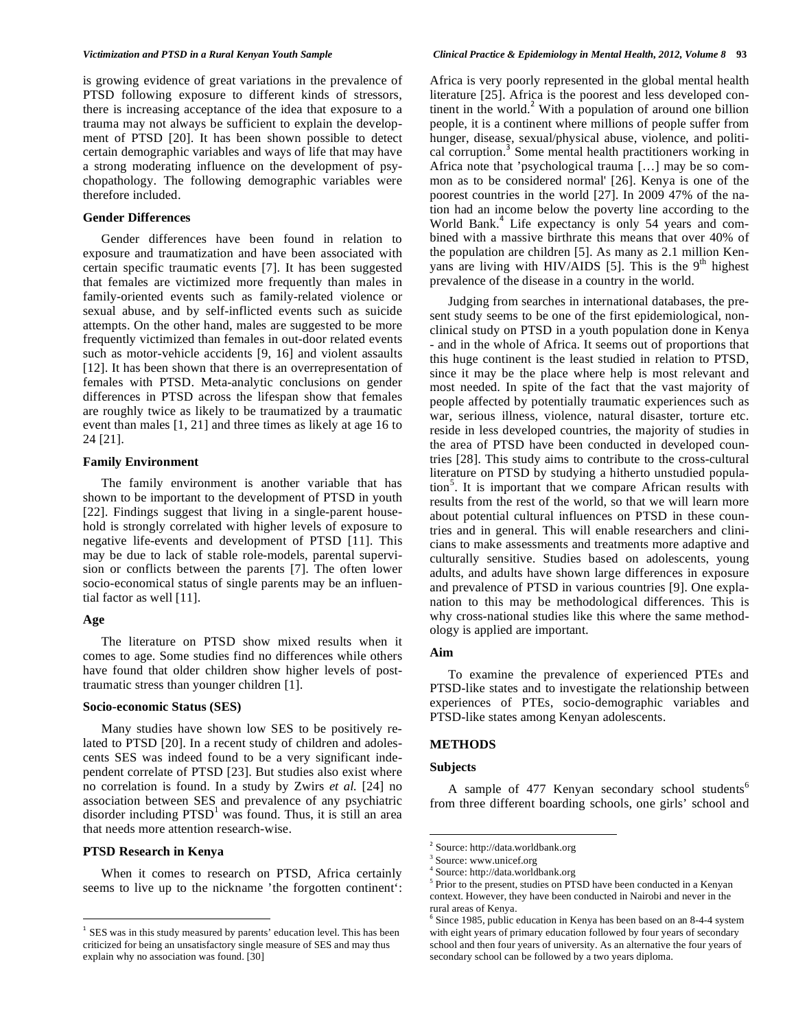is growing evidence of great variations in the prevalence of PTSD following exposure to different kinds of stressors, there is increasing acceptance of the idea that exposure to a trauma may not always be sufficient to explain the development of PTSD [20]. It has been shown possible to detect certain demographic variables and ways of life that may have a strong moderating influence on the development of psychopathology. The following demographic variables were therefore included.

### Gender Differences

Gender differences have been found in relation to exposure and traumatization and have been associated with certain specific traumatic events [7]. It has been suggested that females are victimized more frequently than males in family-oriented events such as family-related violence or sexual abuse, and by self-inflicted events such as suicide attempts. On the other hand, males are suggested to be more frequently victimized than females in out-door related events such as motor-vehicle accidents [9, 16] and violent assaults [12]. It has been shown that there is an overrepresentation of females with PTSD. Meta-analytic conclusions on gender differences in PTSD across the lifespan show that females are roughly twice as likely to be traumatized by a traumatic event than males [1, 21] and three times as likely at age 16 to 24 [21].

### Family Environment

The family environment is another variable that has shown to be important to the development of PTSD in youth [22]. Findings suggest that living in a single-parent household is strongly correlated with higher levels of exposure to negative life-events and development of PTSD [11]. This may be due to lack of stable role-models, parental supervision or conflicts between the parents [7]. The often lower socio-economical status of single parents may be an influential factor as well [11].

### Age

The literature on PTSD show mixed results when it comes to age. Some studies find no differences while others have found that older children show higher levels of post-traumatic stress than younger children [1].

### Socio-economic Status (SES)

Many studies have shown low SES to be positively related to PTSD [20]. In a recent study of children and adolescents SES was indeed found to be a very significant independent correlate of PTSD [23]. But studies also exist where no correlation is found. In a study by Zwirs *et al.* [24] no association between SES and prevalence of any psychiatric disorder including PTSD[1] was found. Thus, it is still an area that needs more attention research-wise.

### PTSD Research in Kenya

When it comes to research on PTSD, Africa certainly seems to live up to the nickname 'the forgotten continent': Africa is very poorly represented in the global mental health literature [25]. Africa is the poorest and less developed continent in the world.[2] With a population of around one billion people, it is a continent where millions of people suffer from hunger, disease, sexual/physical abuse, violence, and political corruption.[3] Some mental health practitioners working in Africa note that 'psychological trauma […] may be so common as to be considered normal' [26]. Kenya is one of the poorest countries in the world [27]. In 2009 47% of the nation had an income below the poverty line according to the World Bank.[4] Life expectancy is only 54 years and combined with a massive birthrate this means that over 40% of the population are children [5]. As many as 2.1 million Kenyans are living with HIV/AIDS [5]. This is the 9th highest prevalence of the disease in a country in the world.

Judging from searches in international databases, the present study seems to be one of the first epidemiological, non-clinical study on PTSD in a youth population done in Kenya - and in the whole of Africa. It seems out of proportions that this huge continent is the least studied in relation to PTSD, since it may be the place where help is most relevant and most needed. In spite of the fact that the vast majority of people affected by potentially traumatic experiences such as war, serious illness, violence, natural disaster, torture etc. reside in less developed countries, the majority of studies in the area of PTSD have been conducted in developed countries [28]. This study aims to contribute to the cross-cultural literature on PTSD by studying a hitherto unstudied population[5]. It is important that we compare African results with results from the rest of the world, so that we will learn more about potential cultural influences on PTSD in these countries and in general. This will enable researchers and clinicians to make assessments and treatments more adaptive and culturally sensitive. Studies based on adolescents, young adults, and adults have shown large differences in exposure and prevalence of PTSD in various countries [9]. One explanation to this may be methodological differences. This is why cross-national studies like this where the same methodology is applied are important.

### Aim

To examine the prevalence of experienced PTEs and PTSD-like states and to investigate the relationship between experiences of PTEs, socio-demographic variables and PTSD-like states among Kenyan adolescents.

## METHODS

### Subjects

A sample of 477 Kenyan secondary school students[6] from three different boarding schools, one girls' school and

---

[1] SES was in this study measured by parents' education level. This has been criticized for being an unsatisfactory single measure of SES and may thus explain why no association was found. [30]

[2] Source: http://data.worldbank.org

[3] Source: www.unicef.org

[4] Source: http://data.worldbank.org

[5] Prior to the present, studies on PTSD have been conducted in a Kenyan context. However, they have been conducted in Nairobi and never in the rural areas of Kenya.

[6] Since 1985, public education in Kenya has been based on an 8-4-4 system with eight years of primary education followed by four years of secondary school and then four years of university. As an alternative the four years of secondary school can be followed by a two years diploma.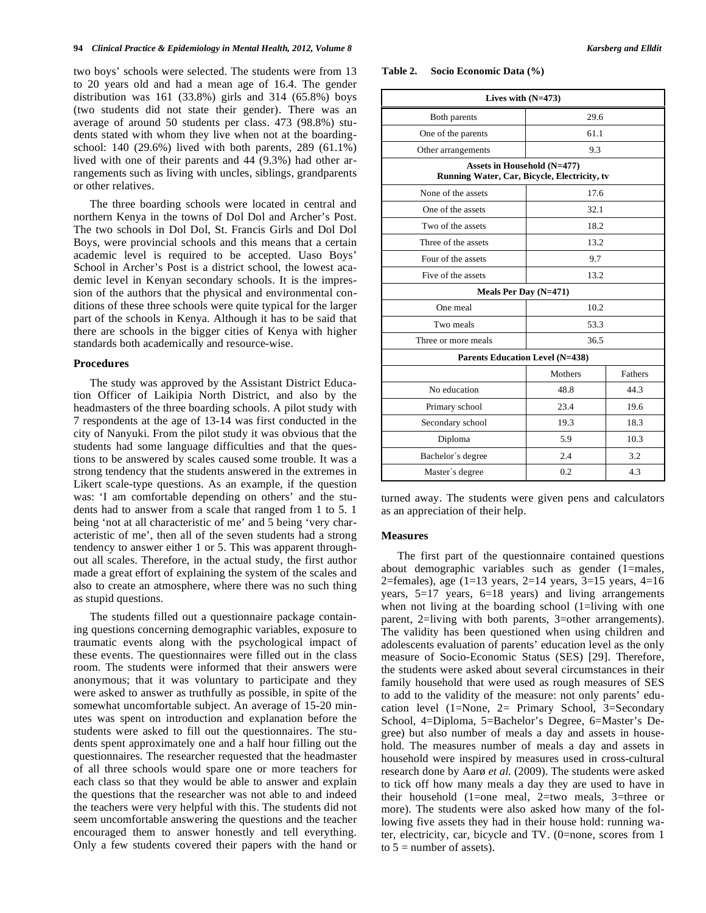two boys' schools were selected. The students were from 13 to 20 years old and had a mean age of 16.4. The gender distribution was 161 (33.8%) girls and 314 (65.8%) boys (two students did not state their gender). There was an average of around 50 students per class. 473 (98.8%) students stated with whom they live when not at the boarding-school: 140 (29.6%) lived with both parents, 289 (61.1%) lived with one of their parents and 44 (9.3%) had other arrangements such as living with uncles, siblings, grandparents or other relatives.

The three boarding schools were located in central and northern Kenya in the towns of Dol Dol and Archer's Post. The two schools in Dol Dol, St. Francis Girls and Dol Dol Boys, were provincial schools and this means that a certain academic level is required to be accepted. Uaso Boys' School in Archer's Post is a district school, the lowest academic level in Kenyan secondary schools. It is the impression of the authors that the physical and environmental conditions of these three schools were quite typical for the larger part of the schools in Kenya. Although it has to be said that there are schools in the bigger cities of Kenya with higher standards both academically and resource-wise.

### Procedures

The study was approved by the Assistant District Education Officer of Laikipia North District, and also by the headmasters of the three boarding schools. A pilot study with 7 respondents at the age of 13-14 was first conducted in the city of Nanyuki. From the pilot study it was obvious that the students had some language difficulties and that the questions to be answered by scales caused some trouble. It was a strong tendency that the students answered in the extremes in Likert scale-type questions. As an example, if the question was: 'I am comfortable depending on others' and the students had to answer from a scale that ranged from 1 to 5. 1 being 'not at all characteristic of me' and 5 being 'very characteristic of me', then all of the seven students had a strong tendency to answer either 1 or 5. This was apparent throughout all scales. Therefore, in the actual study, the first author made a great effort of explaining the system of the scales and also to create an atmosphere, where there was no such thing as stupid questions.

The students filled out a questionnaire package containing questions concerning demographic variables, exposure to traumatic events along with the psychological impact of these events. The questionnaires were filled out in the class room. The students were informed that their answers were anonymous; that it was voluntary to participate and they were asked to answer as truthfully as possible, in spite of the somewhat uncomfortable subject. An average of 15-20 minutes was spent on introduction and explanation before the students were asked to fill out the questionnaires. The students spent approximately one and a half hour filling out the questionnaires. The researcher requested that the headmaster of all three schools would spare one or more teachers for each class so that they would be able to answer and explain the questions that the researcher was not able to and indeed the teachers were very helpful with this. The students did not seem uncomfortable answering the questions and the teacher encouraged them to answer honestly and tell everything. Only a few students covered their papers with the hand or turned away. The students were given pens and calculators as an appreciation of their help.

**Table 2. Socio Economic Data (%)**

| Lives with (N=473) | | |
|---|---|---|
| Both parents | 29.6 | |
| One of the parents | 61.1 | |
| Other arrangements | 9.3 | |
| **Assets in Household (N=477) Running Water, Car, Bicycle, Electricity, tv** | | |
| None of the assets | 17.6 | |
| One of the assets | 32.1 | |
| Two of the assets | 18.2 | |
| Three of the assets | 13.2 | |
| Four of the assets | 9.7 | |
| Five of the assets | 13.2 | |
| **Meals Per Day (N=471)** | | |
| One meal | 10.2 | |
| Two meals | 53.3 | |
| Three or more meals | 36.5 | |
| **Parents Education Level (N=438)** | | |
| | Mothers | Fathers |
| No education | 48.8 | 44.3 |
| Primary school | 23.4 | 19.6 |
| Secondary school | 19.3 | 18.3 |
| Diploma | 5.9 | 10.3 |
| Bachelor´s degree | 2.4 | 3.2 |
| Master´s degree | 0.2 | 4.3 |

### Measures

The first part of the questionnaire contained questions about demographic variables such as gender (1=males, 2=females), age (1=13 years, 2=14 years, 3=15 years, 4=16 years, 5=17 years, 6=18 years) and living arrangements when not living at the boarding school (1=living with one parent, 2=living with both parents, 3=other arrangements). The validity has been questioned when using children and adolescents evaluation of parents' education level as the only measure of Socio-Economic Status (SES) [29]. Therefore, the students were asked about several circumstances in their family household that were used as rough measures of SES to add to the validity of the measure: not only parents' education level (1=None, 2= Primary School, 3=Secondary School, 4=Diploma, 5=Bachelor's Degree, 6=Master's Degree) but also number of meals a day and assets in household. The measures number of meals a day and assets in household were inspired by measures used in cross-cultural research done by Aarø *et al.* (2009). The students were asked to tick off how many meals a day they are used to have in their household (1=one meal, 2=two meals, 3=three or more). The students were also asked how many of the following five assets they had in their house hold: running water, electricity, car, bicycle and TV. (0=none, scores from 1 to 5 = number of assets).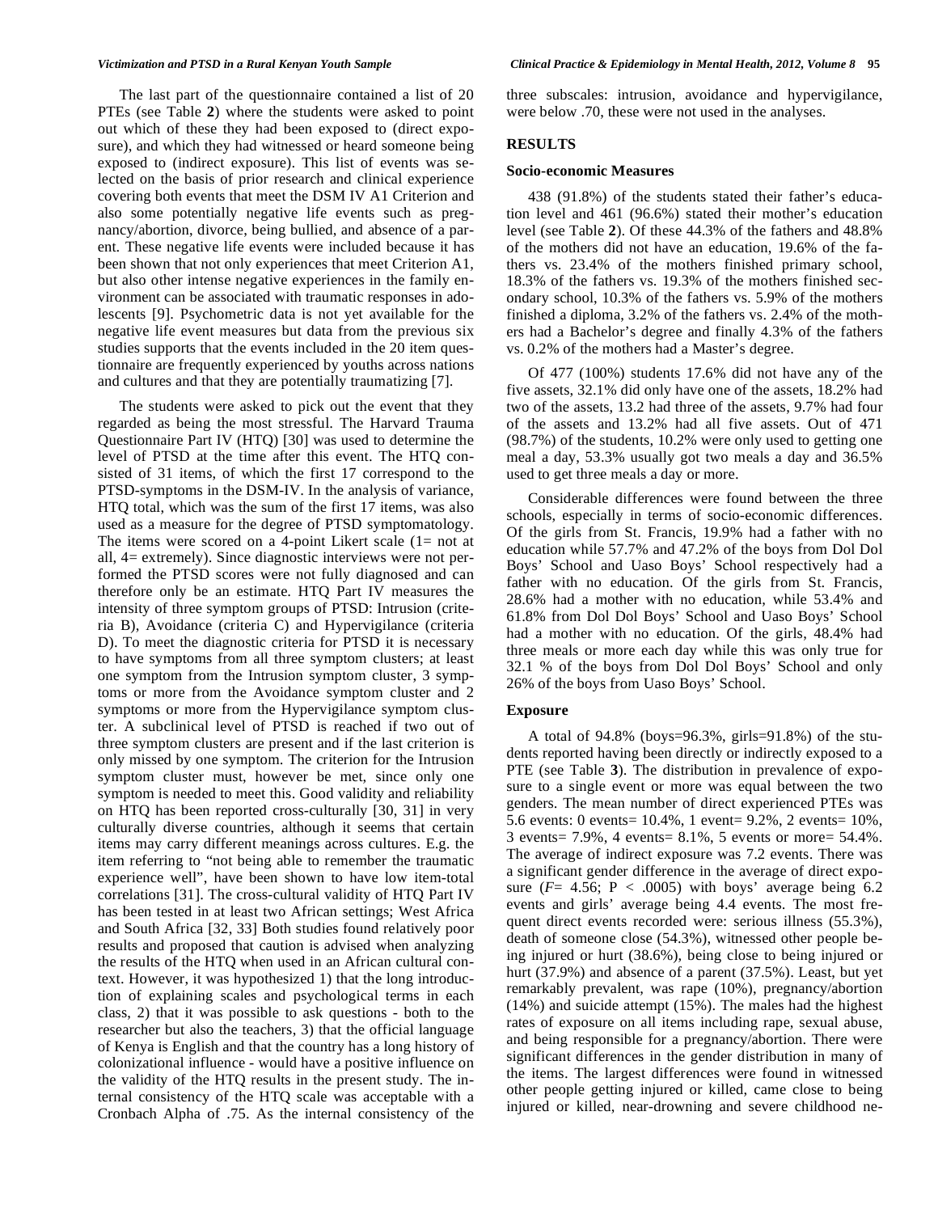The last part of the questionnaire contained a list of 20 PTEs (see Table **2**) where the students were asked to point out which of these they had been exposed to (direct exposure), and which they had witnessed or heard someone being exposed to (indirect exposure). This list of events was selected on the basis of prior research and clinical experience covering both events that meet the DSM IV A1 Criterion and also some potentially negative life events such as pregnancy/abortion, divorce, being bullied, and absence of a parent. These negative life events were included because it has been shown that not only experiences that meet Criterion A1, but also other intense negative experiences in the family environment can be associated with traumatic responses in adolescents [9]. Psychometric data is not yet available for the negative life event measures but data from the previous six studies supports that the events included in the 20 item questionnaire are frequently experienced by youths across nations and cultures and that they are potentially traumatizing [7].

The students were asked to pick out the event that they regarded as being the most stressful. The Harvard Trauma Questionnaire Part IV (HTQ) [30] was used to determine the level of PTSD at the time after this event. The HTQ consisted of 31 items, of which the first 17 correspond to the PTSD-symptoms in the DSM-IV. In the analysis of variance, HTQ total, which was the sum of the first 17 items, was also used as a measure for the degree of PTSD symptomatology. The items were scored on a 4-point Likert scale (1= not at all, 4= extremely). Since diagnostic interviews were not performed the PTSD scores were not fully diagnosed and can therefore only be an estimate. HTQ Part IV measures the intensity of three symptom groups of PTSD: Intrusion (criteria B), Avoidance (criteria C) and Hypervigilance (criteria D). To meet the diagnostic criteria for PTSD it is necessary to have symptoms from all three symptom clusters; at least one symptom from the Intrusion symptom cluster, 3 symptoms or more from the Avoidance symptom cluster and 2 symptoms or more from the Hypervigilance symptom cluster. A subclinical level of PTSD is reached if two out of three symptom clusters are present and if the last criterion is only missed by one symptom. The criterion for the Intrusion symptom cluster must, however be met, since only one symptom is needed to meet this. Good validity and reliability on HTQ has been reported cross-culturally [30, 31] in very culturally diverse countries, although it seems that certain items may carry different meanings across cultures. E.g. the item referring to "not being able to remember the traumatic experience well", have been shown to have low item-total correlations [31]. The cross-cultural validity of HTQ Part IV has been tested in at least two African settings; West Africa and South Africa [32, 33] Both studies found relatively poor results and proposed that caution is advised when analyzing the results of the HTQ when used in an African cultural context. However, it was hypothesized 1) that the long introduction of explaining scales and psychological terms in each class, 2) that it was possible to ask questions - both to the researcher but also the teachers, 3) that the official language of Kenya is English and that the country has a long history of colonizational influence - would have a positive influence on the validity of the HTQ results in the present study. The internal consistency of the HTQ scale was acceptable with a Cronbach Alpha of .75. As the internal consistency of the three subscales: intrusion, avoidance and hypervigilance, were below .70, these were not used in the analyses.

## RESULTS

### Socio-economic Measures

438 (91.8%) of the students stated their father's education level and 461 (96.6%) stated their mother's education level (see Table **2**). Of these 44.3% of the fathers and 48.8% of the mothers did not have an education, 19.6% of the fathers vs. 23.4% of the mothers finished primary school, 18.3% of the fathers vs. 19.3% of the mothers finished secondary school, 10.3% of the fathers vs. 5.9% of the mothers finished a diploma, 3.2% of the fathers vs. 2.4% of the mothers had a Bachelor's degree and finally 4.3% of the fathers vs. 0.2% of the mothers had a Master's degree.

Of 477 (100%) students 17.6% did not have any of the five assets, 32.1% did only have one of the assets, 18.2% had two of the assets, 13.2 had three of the assets, 9.7% had four of the assets and 13.2% had all five assets. Out of 471 (98.7%) of the students, 10.2% were only used to getting one meal a day, 53.3% usually got two meals a day and 36.5% used to get three meals a day or more.

Considerable differences were found between the three schools, especially in terms of socio-economic differences. Of the girls from St. Francis, 19.9% had a father with no education while 57.7% and 47.2% of the boys from Dol Dol Boys' School and Uaso Boys' School respectively had a father with no education. Of the girls from St. Francis, 28.6% had a mother with no education, while 53.4% and 61.8% from Dol Dol Boys' School and Uaso Boys' School had a mother with no education. Of the girls, 48.4% had three meals or more each day while this was only true for 32.1 % of the boys from Dol Dol Boys' School and only 26% of the boys from Uaso Boys' School.

### Exposure

A total of 94.8% (boys=96.3%, girls=91.8%) of the students reported having been directly or indirectly exposed to a PTE (see Table **3**). The distribution in prevalence of exposure to a single event or more was equal between the two genders. The mean number of direct experienced PTEs was 5.6 events: 0 events= 10.4%, 1 event= 9.2%, 2 events= 10%, 3 events= 7.9%, 4 events= 8.1%, 5 events or more= 54.4%. The average of indirect exposure was 7.2 events. There was a significant gender difference in the average of direct exposure ($F$= 4.56; $P$ < .0005) with boys' average being 6.2 events and girls' average being 4.4 events. The most frequent direct events recorded were: serious illness (55.3%), death of someone close (54.3%), witnessed other people being injured or hurt (38.6%), being close to being injured or hurt (37.9%) and absence of a parent (37.5%). Least, but yet remarkably prevalent, was rape (10%), pregnancy/abortion (14%) and suicide attempt (15%). The males had the highest rates of exposure on all items including rape, sexual abuse, and being responsible for a pregnancy/abortion. There were significant differences in the gender distribution in many of the items. The largest differences were found in witnessed other people getting injured or killed, came close to being injured or killed, near-drowning and severe childhood ne-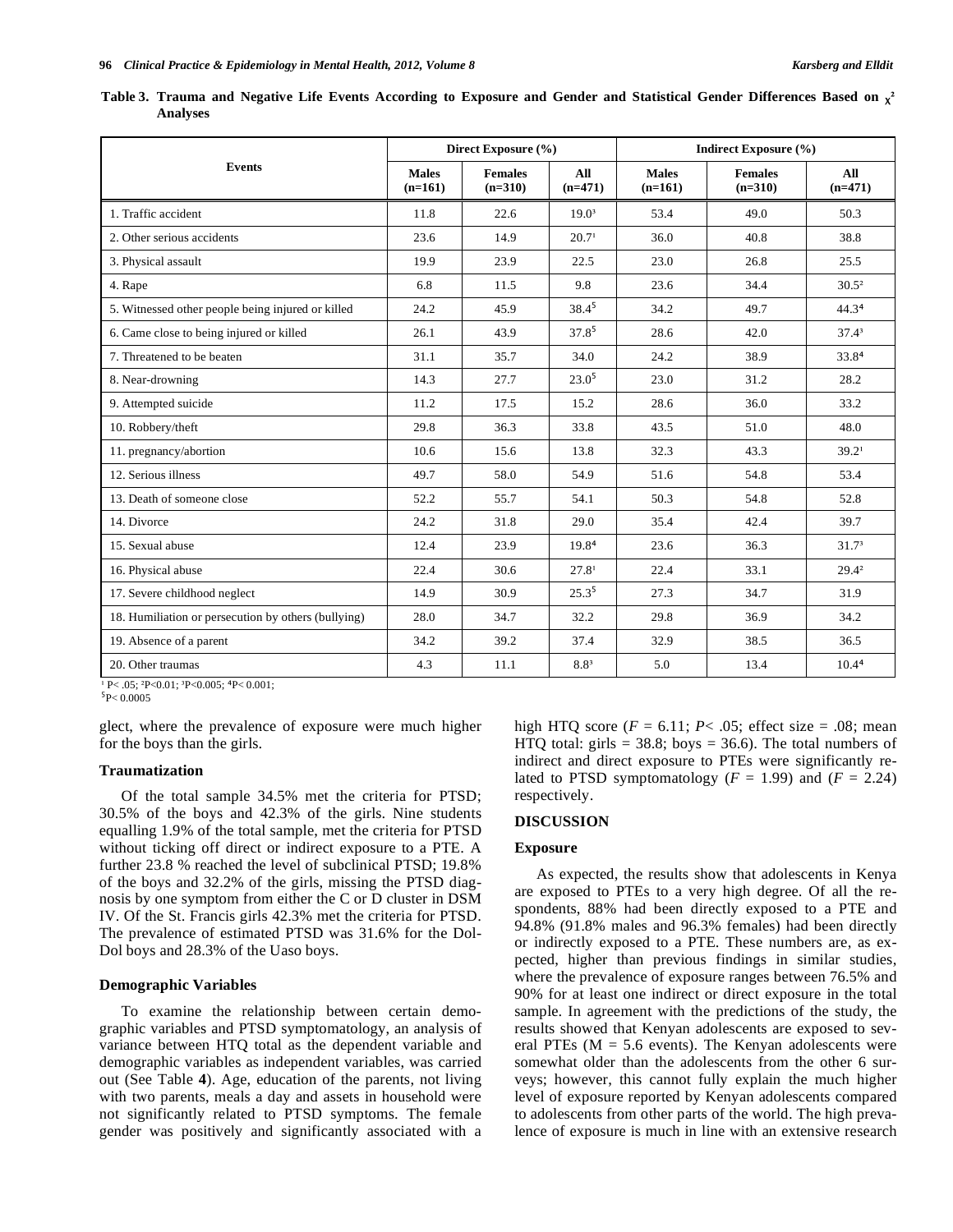**Table 3. Trauma and Negative Life Events According to Exposure and Gender and Statistical Gender Differences Based on $\chi^2$ Analyses**

| Events | Direct Exposure (%) | | | Indirect Exposure (%) | | |
|---|---|---|---|---|---|---|
| | Males (n=161) | Females (n=310) | All (n=471) | Males (n=161) | Females (n=310) | All (n=471) |
| 1. Traffic accident | 11.8 | 22.6 | 19.0[3] | 53.4 | 49.0 | 50.3 |
| 2. Other serious accidents | 23.6 | 14.9 | 20.7[1] | 36.0 | 40.8 | 38.8 |
| 3. Physical assault | 19.9 | 23.9 | 22.5 | 23.0 | 26.8 | 25.5 |
| 4. Rape | 6.8 | 11.5 | 9.8 | 23.6 | 34.4 | 30.5[2] |
| 5. Witnessed other people being injured or killed | 24.2 | 45.9 | 38.4[5] | 34.2 | 49.7 | 44.3[4] |
| 6. Came close to being injured or killed | 26.1 | 43.9 | 37.8[5] | 28.6 | 42.0 | 37.4[3] |
| 7. Threatened to be beaten | 31.1 | 35.7 | 34.0 | 24.2 | 38.9 | 33.8[4] |
| 8. Near-drowning | 14.3 | 27.7 | 23.0[5] | 23.0 | 31.2 | 28.2 |
| 9. Attempted suicide | 11.2 | 17.5 | 15.2 | 28.6 | 36.0 | 33.2 |
| 10. Robbery/theft | 29.8 | 36.3 | 33.8 | 43.5 | 51.0 | 48.0 |
| 11. pregnancy/abortion | 10.6 | 15.6 | 13.8 | 32.3 | 43.3 | 39.2[1] |
| 12. Serious illness | 49.7 | 58.0 | 54.9 | 51.6 | 54.8 | 53.4 |
| 13. Death of someone close | 52.2 | 55.7 | 54.1 | 50.3 | 54.8 | 52.8 |
| 14. Divorce | 24.2 | 31.8 | 29.0 | 35.4 | 42.4 | 39.7 |
| 15. Sexual abuse | 12.4 | 23.9 | 19.8[4] | 23.6 | 36.3 | 31.7[3] |
| 16. Physical abuse | 22.4 | 30.6 | 27.8[1] | 22.4 | 33.1 | 29.4[2] |
| 17. Severe childhood neglect | 14.9 | 30.9 | 25.3[5] | 27.3 | 34.7 | 31.9 |
| 18. Humiliation or persecution by others (bullying) | 28.0 | 34.7 | 32.2 | 29.8 | 36.9 | 34.2 |
| 19. Absence of a parent | 34.2 | 39.2 | 37.4 | 32.9 | 38.5 | 36.5 |
| 20. Other traumas | 4.3 | 11.1 | 8.8[3] | 5.0 | 13.4 | 10.4[4] |

[1] P< .05; [2] P<0.01; [3] P<0.005; [4] P< 0.001;
[5] P< 0.0005

glect, where the prevalence of exposure were much higher for the boys than the girls.

### Traumatization

Of the total sample 34.5% met the criteria for PTSD; 30.5% of the boys and 42.3% of the girls. Nine students equalling 1.9% of the total sample, met the criteria for PTSD without ticking off direct or indirect exposure to a PTE. A further 23.8 % reached the level of subclinical PTSD; 19.8% of the boys and 32.2% of the girls, missing the PTSD diagnosis by one symptom from either the C or D cluster in DSM IV. Of the St. Francis girls 42.3% met the criteria for PTSD. The prevalence of estimated PTSD was 31.6% for the Dol-Dol boys and 28.3% of the Uaso boys.

### Demographic Variables

To examine the relationship between certain demographic variables and PTSD symptomatology, an analysis of variance between HTQ total as the dependent variable and demographic variables as independent variables, was carried out (See Table **4**). Age, education of the parents, not living with two parents, meals a day and assets in household were not significantly related to PTSD symptoms. The female gender was positively and significantly associated with a high HTQ score ($F = 6.11$; $P < .05$; effect size = .08; mean HTQ total: girls = 38.8; boys = 36.6). The total numbers of indirect and direct exposure to PTEs were significantly related to PTSD symptomatology ($F = 1.99$) and ($F = 2.24$) respectively.

## DISCUSSION

### Exposure

As expected, the results show that adolescents in Kenya are exposed to PTEs to a very high degree. Of all the respondents, 88% had been directly exposed to a PTE and 94.8% (91.8% males and 96.3% females) had been directly or indirectly exposed to a PTE. These numbers are, as expected, higher than previous findings in similar studies, where the prevalence of exposure ranges between 76.5% and 90% for at least one indirect or direct exposure in the total sample. In agreement with the predictions of the study, the results showed that Kenyan adolescents are exposed to several PTEs (M = 5.6 events). The Kenyan adolescents were somewhat older than the adolescents from the other 6 surveys; however, this cannot fully explain the much higher level of exposure reported by Kenyan adolescents compared to adolescents from other parts of the world. The high prevalence of exposure is much in line with an extensive research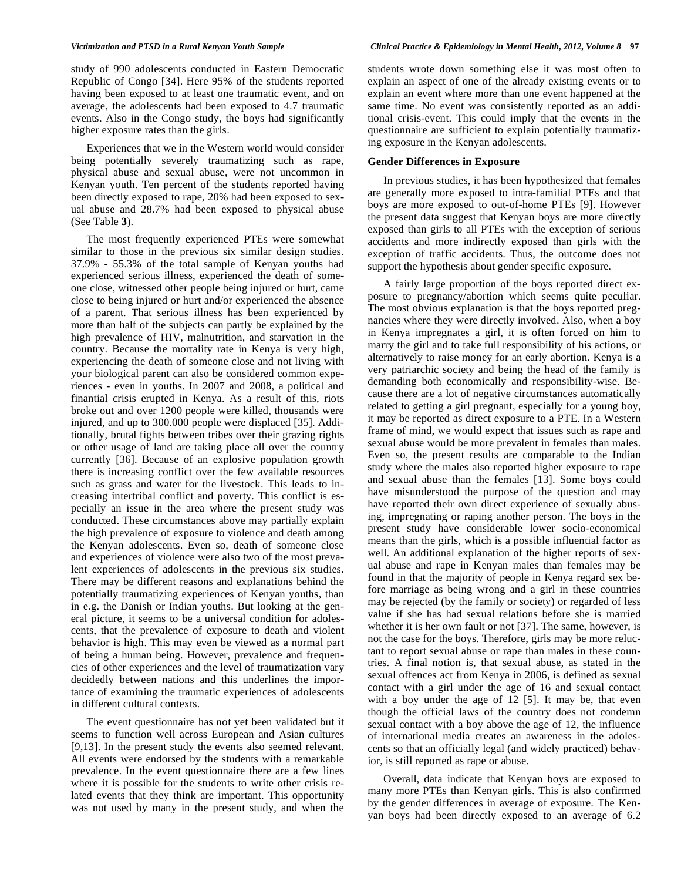study of 990 adolescents conducted in Eastern Democratic Republic of Congo [34]. Here 95% of the students reported having been exposed to at least one traumatic event, and on average, the adolescents had been exposed to 4.7 traumatic events. Also in the Congo study, the boys had significantly higher exposure rates than the girls.

Experiences that we in the Western world would consider being potentially severely traumatizing such as rape, physical abuse and sexual abuse, were not uncommon in Kenyan youth. Ten percent of the students reported having been directly exposed to rape, 20% had been exposed to sexual abuse and 28.7% had been exposed to physical abuse (See Table **3**).

The most frequently experienced PTEs were somewhat similar to those in the previous six similar design studies. 37.9% - 55.3% of the total sample of Kenyan youths had experienced serious illness, experienced the death of someone close, witnessed other people being injured or hurt, came close to being injured or hurt and/or experienced the absence of a parent. That serious illness has been experienced by more than half of the subjects can partly be explained by the high prevalence of HIV, malnutrition, and starvation in the country. Because the mortality rate in Kenya is very high, experiencing the death of someone close and not living with your biological parent can also be considered common experiences - even in youths. In 2007 and 2008, a political and finantial crisis erupted in Kenya. As a result of this, riots broke out and over 1200 people were killed, thousands were injured, and up to 300.000 people were displaced [35]. Additionally, brutal fights between tribes over their grazing rights or other usage of land are taking place all over the country currently [36]. Because of an explosive population growth there is increasing conflict over the few available resources such as grass and water for the livestock. This leads to increasing intertribal conflict and poverty. This conflict is especially an issue in the area where the present study was conducted. These circumstances above may partially explain the high prevalence of exposure to violence and death among the Kenyan adolescents. Even so, death of someone close and experiences of violence were also two of the most prevalent experiences of adolescents in the previous six studies. There may be different reasons and explanations behind the potentially traumatizing experiences of Kenyan youths, than in e.g. the Danish or Indian youths. But looking at the general picture, it seems to be a universal condition for adolescents, that the prevalence of exposure to death and violent behavior is high. This may even be viewed as a normal part of being a human being. However, prevalence and frequencies of other experiences and the level of traumatization vary decidedly between nations and this underlines the importance of examining the traumatic experiences of adolescents in different cultural contexts.

The event questionnaire has not yet been validated but it seems to function well across European and Asian cultures [9,13]. In the present study the events also seemed relevant. All events were endorsed by the students with a remarkable prevalence. In the event questionnaire there are a few lines where it is possible for the students to write other crisis related events that they think are important. This opportunity was not used by many in the present study, and when the students wrote down something else it was most often to explain an aspect of one of the already existing events or to explain an event where more than one event happened at the same time. No event was consistently reported as an additional crisis-event. This could imply that the events in the questionnaire are sufficient to explain potentially traumatizing exposure in the Kenyan adolescents.

## Gender Differences in Exposure

In previous studies, it has been hypothesized that females are generally more exposed to intra-familial PTEs and that boys are more exposed to out-of-home PTEs [9]. However the present data suggest that Kenyan boys are more directly exposed than girls to all PTEs with the exception of serious accidents and more indirectly exposed than girls with the exception of traffic accidents. Thus, the outcome does not support the hypothesis about gender specific exposure.

A fairly large proportion of the boys reported direct exposure to pregnancy/abortion which seems quite peculiar. The most obvious explanation is that the boys reported pregnancies where they were directly involved. Also, when a boy in Kenya impregnates a girl, it is often forced on him to marry the girl and to take full responsibility of his actions, or alternatively to raise money for an early abortion. Kenya is a very patriarchic society and being the head of the family is demanding both economically and responsibility-wise. Because there are a lot of negative circumstances automatically related to getting a girl pregnant, especially for a young boy, it may be reported as direct exposure to a PTE. In a Western frame of mind, we would expect that issues such as rape and sexual abuse would be more prevalent in females than males. Even so, the present results are comparable to the Indian study where the males also reported higher exposure to rape and sexual abuse than the females [13]. Some boys could have misunderstood the purpose of the question and may have reported their own direct experience of sexually abusing, impregnating or raping another person. The boys in the present study have considerable lower socio-economical means than the girls, which is a possible influential factor as well. An additional explanation of the higher reports of sexual abuse and rape in Kenyan males than females may be found in that the majority of people in Kenya regard sex before marriage as being wrong and a girl in these countries may be rejected (by the family or society) or regarded of less value if she has had sexual relations before she is married whether it is her own fault or not [37]. The same, however, is not the case for the boys. Therefore, girls may be more reluctant to report sexual abuse or rape than males in these countries. A final notion is, that sexual abuse, as stated in the sexual offences act from Kenya in 2006, is defined as sexual contact with a girl under the age of 16 and sexual contact with a boy under the age of 12 [5]. It may be, that even though the official laws of the country does not condemn sexual contact with a boy above the age of 12, the influence of international media creates an awareness in the adolescents so that an officially legal (and widely practiced) behavior, is still reported as rape or abuse.

Overall, data indicate that Kenyan boys are exposed to many more PTEs than Kenyan girls. This is also confirmed by the gender differences in average of exposure. The Kenyan boys had been directly exposed to an average of 6.2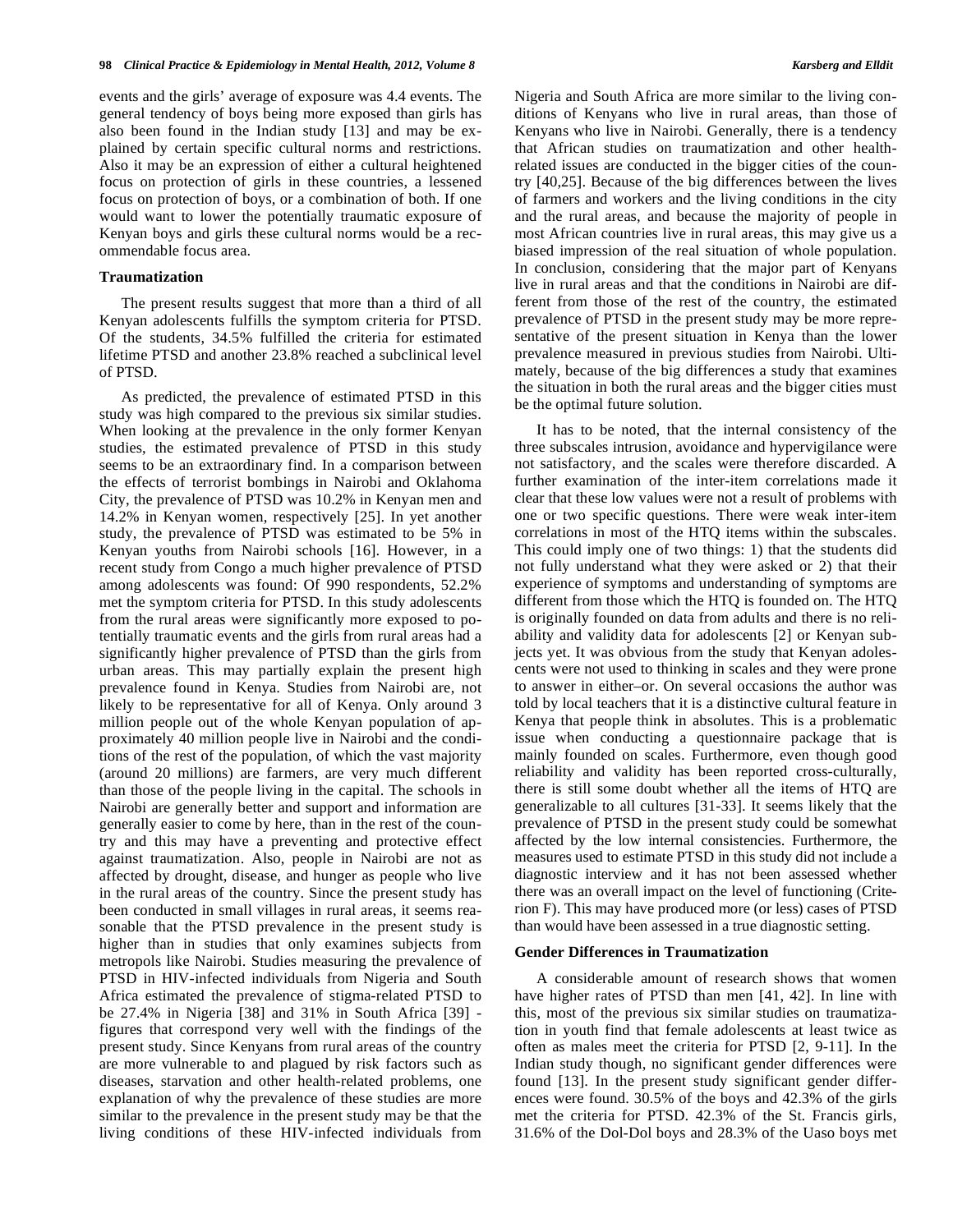events and the girls' average of exposure was 4.4 events. The general tendency of boys being more exposed than girls has also been found in the Indian study [13] and may be explained by certain specific cultural norms and restrictions. Also it may be an expression of either a cultural heightened focus on protection of girls in these countries, a lessened focus on protection of boys, or a combination of both. If one would want to lower the potentially traumatic exposure of Kenyan boys and girls these cultural norms would be a recommendable focus area.

### Traumatization

The present results suggest that more than a third of all Kenyan adolescents fulfills the symptom criteria for PTSD. Of the students, 34.5% fulfilled the criteria for estimated lifetime PTSD and another 23.8% reached a subclinical level of PTSD.

As predicted, the prevalence of estimated PTSD in this study was high compared to the previous six similar studies. When looking at the prevalence in the only former Kenyan studies, the estimated prevalence of PTSD in this study seems to be an extraordinary find. In a comparison between the effects of terrorist bombings in Nairobi and Oklahoma City, the prevalence of PTSD was 10.2% in Kenyan men and 14.2% in Kenyan women, respectively [25]. In yet another study, the prevalence of PTSD was estimated to be 5% in Kenyan youths from Nairobi schools [16]. However, in a recent study from Congo a much higher prevalence of PTSD among adolescents was found: Of 990 respondents, 52.2% met the symptom criteria for PTSD. In this study adolescents from the rural areas were significantly more exposed to potentially traumatic events and the girls from rural areas had a significantly higher prevalence of PTSD than the girls from urban areas. This may partially explain the present high prevalence found in Kenya. Studies from Nairobi are, not likely to be representative for all of Kenya. Only around 3 million people out of the whole Kenyan population of approximately 40 million people live in Nairobi and the conditions of the rest of the population, of which the vast majority (around 20 millions) are farmers, are very much different than those of the people living in the capital. The schools in Nairobi are generally better and support and information are generally easier to come by here, than in the rest of the country and this may have a preventing and protective effect against traumatization. Also, people in Nairobi are not as affected by drought, disease, and hunger as people who live in the rural areas of the country. Since the present study has been conducted in small villages in rural areas, it seems reasonable that the PTSD prevalence in the present study is higher than in studies that only examines subjects from metropols like Nairobi. Studies measuring the prevalence of PTSD in HIV-infected individuals from Nigeria and South Africa estimated the prevalence of stigma-related PTSD to be 27.4% in Nigeria [38] and 31% in South Africa [39] - figures that correspond very well with the findings of the present study. Since Kenyans from rural areas of the country are more vulnerable to and plagued by risk factors such as diseases, starvation and other health-related problems, one explanation of why the prevalence of these studies are more similar to the prevalence in the present study may be that the living conditions of these HIV-infected individuals from Nigeria and South Africa are more similar to the living conditions of Kenyans who live in rural areas, than those of Kenyans who live in Nairobi. Generally, there is a tendency that African studies on traumatization and other health-related issues are conducted in the bigger cities of the country [40,25]. Because of the big differences between the lives of farmers and workers and the living conditions in the city and the rural areas, and because the majority of people in most African countries live in rural areas, this may give us a biased impression of the real situation of whole population. In conclusion, considering that the major part of Kenyans live in rural areas and that the conditions in Nairobi are different from those of the rest of the country, the estimated prevalence of PTSD in the present study may be more representative of the present situation in Kenya than the lower prevalence measured in previous studies from Nairobi. Ultimately, because of the big differences a study that examines the situation in both the rural areas and the bigger cities must be the optimal future solution.

It has to be noted, that the internal consistency of the three subscales intrusion, avoidance and hypervigilance were not satisfactory, and the scales were therefore discarded. A further examination of the inter-item correlations made it clear that these low values were not a result of problems with one or two specific questions. There were weak inter-item correlations in most of the HTQ items within the subscales. This could imply one of two things: 1) that the students did not fully understand what they were asked or 2) that their experience of symptoms and understanding of symptoms are different from those which the HTQ is founded on. The HTQ is originally founded on data from adults and there is no reliability and validity data for adolescents [2] or Kenyan subjects yet. It was obvious from the study that Kenyan adolescents were not used to thinking in scales and they were prone to answer in either–or. On several occasions the author was told by local teachers that it is a distinctive cultural feature in Kenya that people think in absolutes. This is a problematic issue when conducting a questionnaire package that is mainly founded on scales. Furthermore, even though good reliability and validity has been reported cross-culturally, there is still some doubt whether all the items of HTQ are generalizable to all cultures [31-33]. It seems likely that the prevalence of PTSD in the present study could be somewhat affected by the low internal consistencies. Furthermore, the measures used to estimate PTSD in this study did not include a diagnostic interview and it has not been assessed whether there was an overall impact on the level of functioning (Criterion F). This may have produced more (or less) cases of PTSD than would have been assessed in a true diagnostic setting.

### Gender Differences in Traumatization

A considerable amount of research shows that women have higher rates of PTSD than men [41, 42]. In line with this, most of the previous six similar studies on traumatization in youth find that female adolescents at least twice as often as males meet the criteria for PTSD [2, 9-11]. In the Indian study though, no significant gender differences were found [13]. In the present study significant gender differences were found. 30.5% of the boys and 42.3% of the girls met the criteria for PTSD. 42.3% of the St. Francis girls, 31.6% of the Dol-Dol boys and 28.3% of the Uaso boys met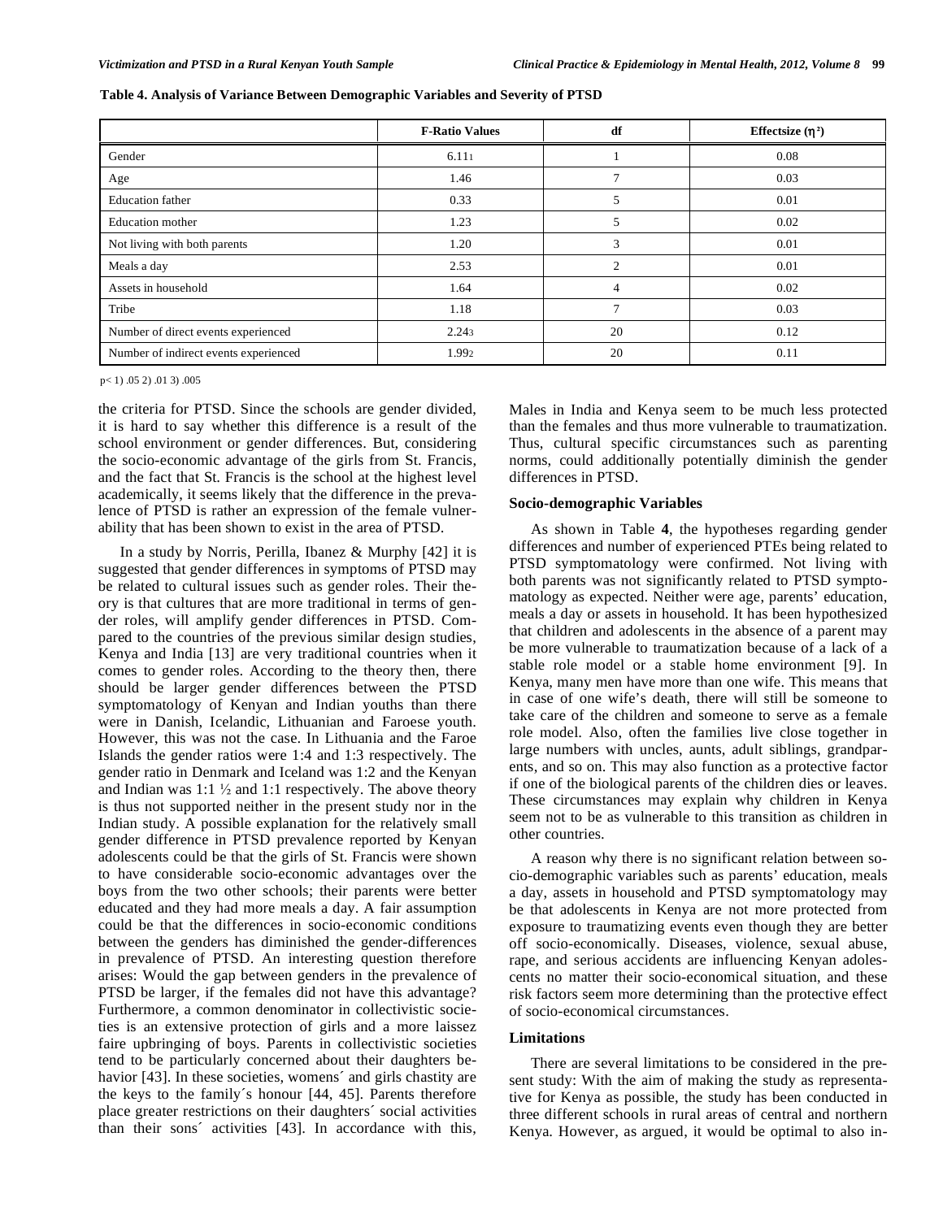**Table 4. Analysis of Variance Between Demographic Variables and Severity of PTSD**

| | F-Ratio Values | df | Effectsize ($\eta^2$) |
|---|---|---|---|
| Gender | 6.11[1] | 1 | 0.08 |
| Age | 1.46 | 7 | 0.03 |
| Education father | 0.33 | 5 | 0.01 |
| Education mother | 1.23 | 5 | 0.02 |
| Not living with both parents | 1.20 | 3 | 0.01 |
| Meals a day | 2.53 | 2 | 0.01 |
| Assets in household | 1.64 | 4 | 0.02 |
| Tribe | 1.18 | 7 | 0.03 |
| Number of direct events experienced | 2.24[3] | 20 | 0.12 |
| Number of indirect events experienced | 1.99[2] | 20 | 0.11 |

p< 1) .05 2) .01 3) .005

the criteria for PTSD. Since the schools are gender divided, it is hard to say whether this difference is a result of the school environment or gender differences. But, considering the socio-economic advantage of the girls from St. Francis, and the fact that St. Francis is the school at the highest level academically, it seems likely that the difference in the prevalence of PTSD is rather an expression of the female vulnerability that has been shown to exist in the area of PTSD.

In a study by Norris, Perilla, Ibanez & Murphy [42] it is suggested that gender differences in symptoms of PTSD may be related to cultural issues such as gender roles. Their theory is that cultures that are more traditional in terms of gender roles, will amplify gender differences in PTSD. Compared to the countries of the previous similar design studies, Kenya and India [13] are very traditional countries when it comes to gender roles. According to the theory then, there should be larger gender differences between the PTSD symptomatology of Kenyan and Indian youths than there were in Danish, Icelandic, Lithuanian and Faroese youth. However, this was not the case. In Lithuania and the Faroe Islands the gender ratios were 1:4 and 1:3 respectively. The gender ratio in Denmark and Iceland was 1:2 and the Kenyan and Indian was 1:1 ½ and 1:1 respectively. The above theory is thus not supported neither in the present study nor in the Indian study. A possible explanation for the relatively small gender difference in PTSD prevalence reported by Kenyan adolescents could be that the girls of St. Francis were shown to have considerable socio-economic advantages over the boys from the two other schools; their parents were better educated and they had more meals a day. A fair assumption could be that the differences in socio-economic conditions between the genders has diminished the gender-differences in prevalence of PTSD. An interesting question therefore arises: Would the gap between genders in the prevalence of PTSD be larger, if the females did not have this advantage? Furthermore, a common denominator in collectivistic societies is an extensive protection of girls and a more laissez faire upbringing of boys. Parents in collectivistic societies tend to be particularly concerned about their daughters behavior [43]. In these societies, womens´ and girls chastity are the keys to the family´s honour [44, 45]. Parents therefore place greater restrictions on their daughters´ social activities than their sons´ activities [43]. In accordance with this, Males in India and Kenya seem to be much less protected than the females and thus more vulnerable to traumatization. Thus, cultural specific circumstances such as parenting norms, could additionally potentially diminish the gender differences in PTSD.

### Socio-demographic Variables

As shown in Table **4**, the hypotheses regarding gender differences and number of experienced PTEs being related to PTSD symptomatology were confirmed. Not living with both parents was not significantly related to PTSD symptomatology as expected. Neither were age, parents' education, meals a day or assets in household. It has been hypothesized that children and adolescents in the absence of a parent may be more vulnerable to traumatization because of a lack of a stable role model or a stable home environment [9]. In Kenya, many men have more than one wife. This means that in case of one wife's death, there will still be someone to take care of the children and someone to serve as a female role model. Also, often the families live close together in large numbers with uncles, aunts, adult siblings, grandparents, and so on. This may also function as a protective factor if one of the biological parents of the children dies or leaves. These circumstances may explain why children in Kenya seem not to be as vulnerable to this transition as children in other countries.

A reason why there is no significant relation between socio-demographic variables such as parents' education, meals a day, assets in household and PTSD symptomatology may be that adolescents in Kenya are not more protected from exposure to traumatizing events even though they are better off socio-economically. Diseases, violence, sexual abuse, rape, and serious accidents are influencing Kenyan adolescents no matter their socio-economical situation, and these risk factors seem more determining than the protective effect of socio-economical circumstances.

### Limitations

There are several limitations to be considered in the present study: With the aim of making the study as representative for Kenya as possible, the study has been conducted in three different schools in rural areas of central and northern Kenya. However, as argued, it would be optimal to also in-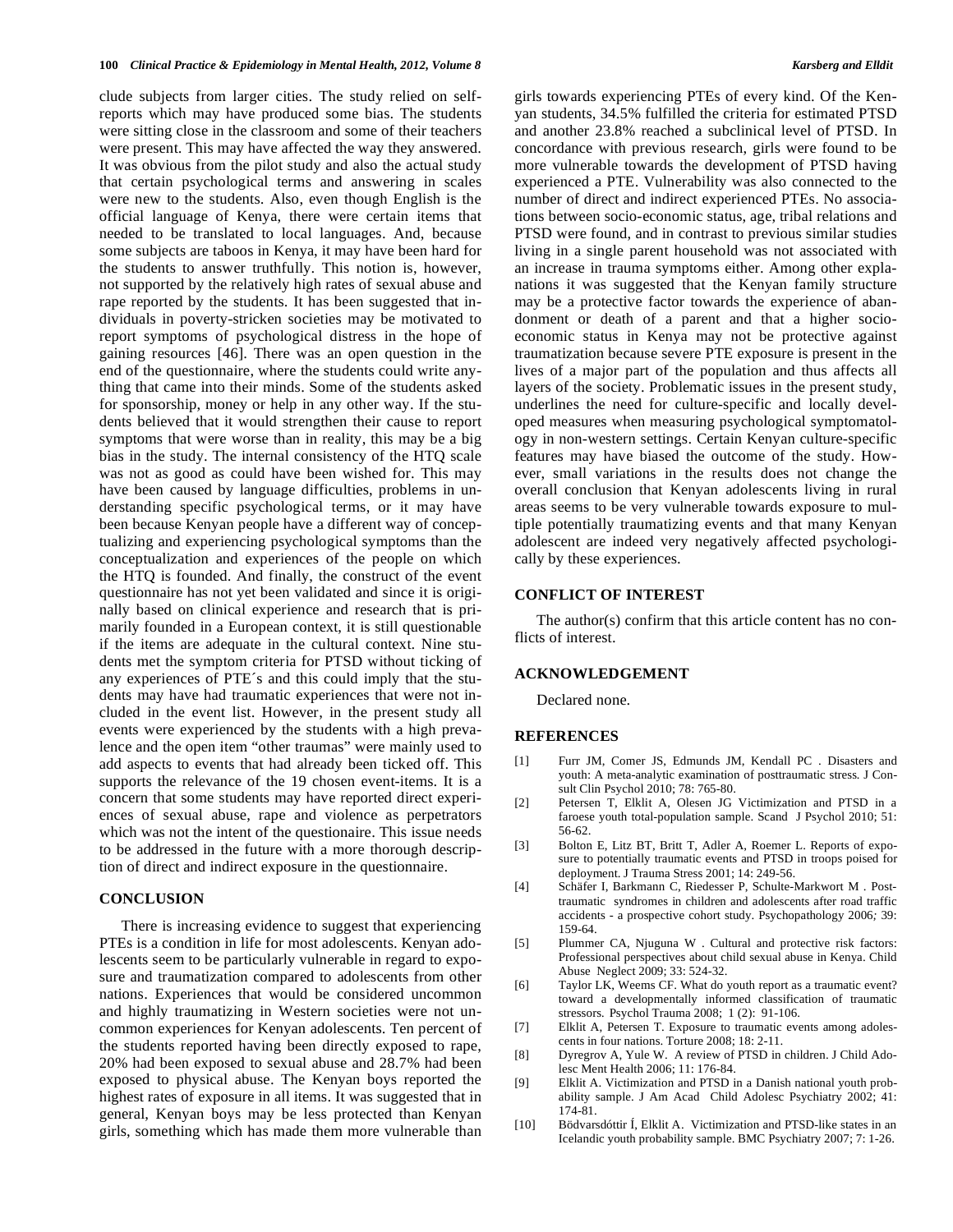clude subjects from larger cities. The study relied on self-reports which may have produced some bias. The students were sitting close in the classroom and some of their teachers were present. This may have affected the way they answered. It was obvious from the pilot study and also the actual study that certain psychological terms and answering in scales were new to the students. Also, even though English is the official language of Kenya, there were certain items that needed to be translated to local languages. And, because some subjects are taboos in Kenya, it may have been hard for the students to answer truthfully. This notion is, however, not supported by the relatively high rates of sexual abuse and rape reported by the students. It has been suggested that individuals in poverty-stricken societies may be motivated to report symptoms of psychological distress in the hope of gaining resources [46]. There was an open question in the end of the questionnaire, where the students could write anything that came into their minds. Some of the students asked for sponsorship, money or help in any other way. If the students believed that it would strengthen their cause to report symptoms that were worse than in reality, this may be a big bias in the study. The internal consistency of the HTQ scale was not as good as could have been wished for. This may have been caused by language difficulties, problems in understanding specific psychological terms, or it may have been because Kenyan people have a different way of conceptualizing and experiencing psychological symptoms than the conceptualization and experiences of the people on which the HTQ is founded. And finally, the construct of the event questionnaire has not yet been validated and since it is originally based on clinical experience and research that is primarily founded in a European context, it is still questionable if the items are adequate in the cultural context. Nine students met the symptom criteria for PTSD without ticking of any experiences of PTE´s and this could imply that the students may have had traumatic experiences that were not included in the event list. However, in the present study all events were experienced by the students with a high prevalence and the open item "other traumas" were mainly used to add aspects to events that had already been ticked off. This supports the relevance of the 19 chosen event-items. It is a concern that some students may have reported direct experiences of sexual abuse, rape and violence as perpetrators which was not the intent of the questionaire. This issue needs to be addressed in the future with a more thorough description of direct and indirect exposure in the questionnaire.

## CONCLUSION

There is increasing evidence to suggest that experiencing PTEs is a condition in life for most adolescents. Kenyan adolescents seem to be particularly vulnerable in regard to exposure and traumatization compared to adolescents from other nations. Experiences that would be considered uncommon and highly traumatizing in Western societies were not uncommon experiences for Kenyan adolescents. Ten percent of the students reported having been directly exposed to rape, 20% had been exposed to sexual abuse and 28.7% had been exposed to physical abuse. The Kenyan boys reported the highest rates of exposure in all items. It was suggested that in general, Kenyan boys may be less protected than Kenyan girls, something which has made them more vulnerable than girls towards experiencing PTEs of every kind. Of the Kenyan students, 34.5% fulfilled the criteria for estimated PTSD and another 23.8% reached a subclinical level of PTSD. In concordance with previous research, girls were found to be more vulnerable towards the development of PTSD having experienced a PTE. Vulnerability was also connected to the number of direct and indirect experienced PTEs. No associations between socio-economic status, age, tribal relations and PTSD were found, and in contrast to previous similar studies living in a single parent household was not associated with an increase in trauma symptoms either. Among other explanations it was suggested that the Kenyan family structure may be a protective factor towards the experience of abandonment or death of a parent and that a higher socio-economic status in Kenya may not be protective against traumatization because severe PTE exposure is present in the lives of a major part of the population and thus affects all layers of the society. Problematic issues in the present study, underlines the need for culture-specific and locally developed measures when measuring psychological symptomatology in non-western settings. Certain Kenyan culture-specific features may have biased the outcome of the study. However, small variations in the results does not change the overall conclusion that Kenyan adolescents living in rural areas seems to be very vulnerable towards exposure to multiple potentially traumatizing events and that many Kenyan adolescent are indeed very negatively affected psychologically by these experiences.

## CONFLICT OF INTEREST

The author(s) confirm that this article content has no conflicts of interest.

## ACKNOWLEDGEMENT

Declared none.

## REFERENCES

[1] Furr JM, Comer JS, Edmunds JM, Kendall PC . Disasters and youth: A meta-analytic examination of posttraumatic stress. J Consult Clin Psychol 2010; 78: 765-80.

[2] Petersen T, Elklit A, Olesen JG Victimization and PTSD in a faroese youth total-population sample. Scand J Psychol 2010; 51: 56-62.

[3] Bolton E, Litz BT, Britt T, Adler A, Roemer L. Reports of exposure to potentially traumatic events and PTSD in troops poised for deployment. J Trauma Stress 2001; 14: 249-56.

[4] Schäfer I, Barkmann C, Riedesser P, Schulte-Markwort M . Posttraumatic syndromes in children and adolescents after road traffic accidents - a prospective cohort study. Psychopathology 2006; 39: 159-64.

[5] Plummer CA, Njuguna W . Cultural and protective risk factors: Professional perspectives about child sexual abuse in Kenya. Child Abuse Neglect 2009; 33: 524-32.

[6] Taylor LK, Weems CF. What do youth report as a traumatic event? toward a developmentally informed classification of traumatic stressors. Psychol Trauma 2008; 1 (2): 91-106.

[7] Elklit A, Petersen T. Exposure to traumatic events among adolescents in four nations. Torture 2008; 18: 2-11.

[8] Dyregrov A, Yule W. A review of PTSD in children. J Child Adolesc Ment Health 2006; 11: 176-84.

[9] Elklit A. Victimization and PTSD in a Danish national youth probability sample. J Am Acad Child Adolesc Psychiatry 2002; 41: 174-81.

[10] Bödvarsdóttir Í, Elklit A. Victimization and PTSD-like states in an Icelandic youth probability sample. BMC Psychiatry 2007; 7: 1-26.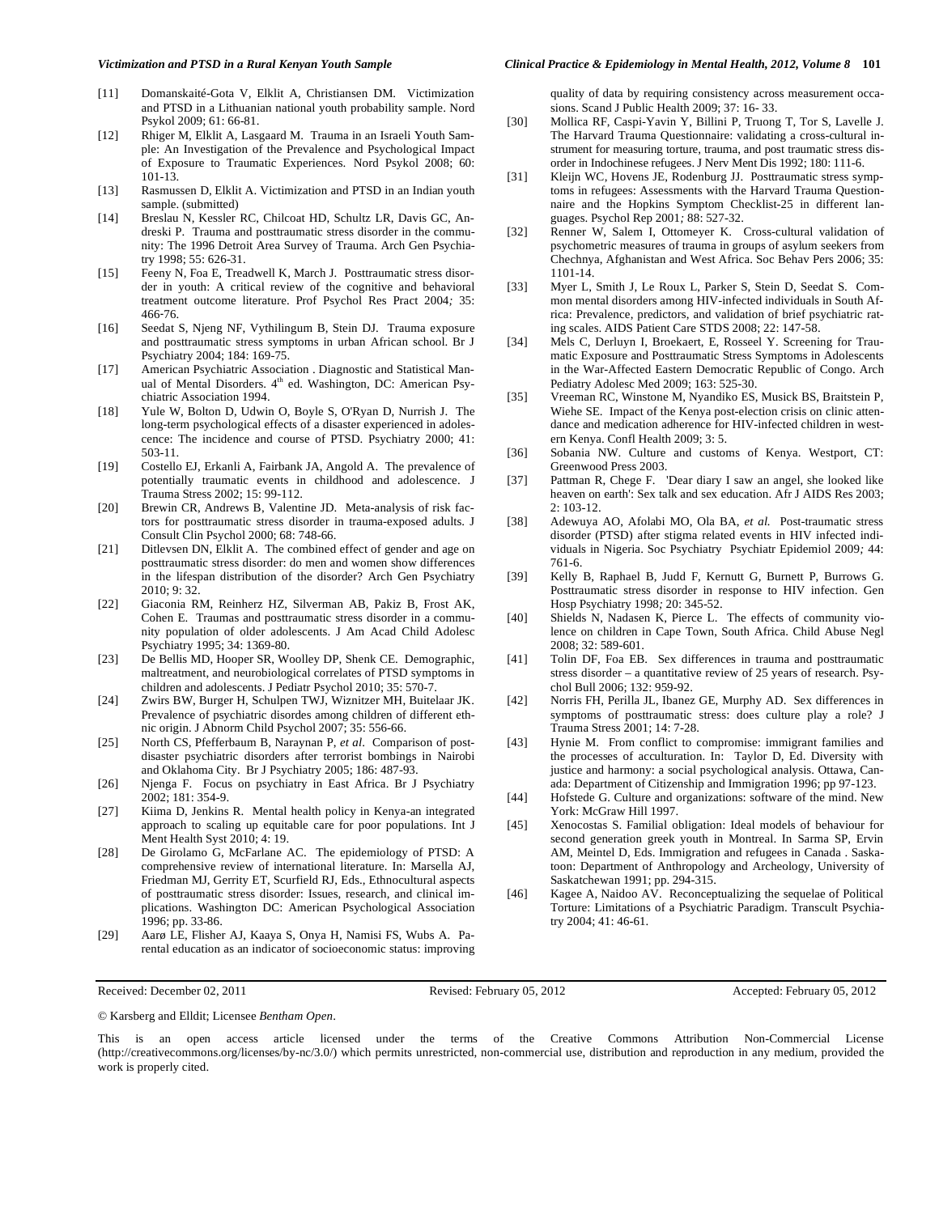[11] Domanskaité-Gota V, Elklit A, Christiansen DM. Victimization and PTSD in a Lithuanian national youth probability sample. Nord Psykol 2009; 61: 66-81.

[12] Rhiger M, Elklit A, Lasgaard M. Trauma in an Israeli Youth Sample: An Investigation of the Prevalence and Psychological Impact of Exposure to Traumatic Experiences. Nord Psykol 2008; 60: 101-13.

[13] Rasmussen D, Elklit A. Victimization and PTSD in an Indian youth sample. (submitted)

[14] Breslau N, Kessler RC, Chilcoat HD, Schultz LR, Davis GC, Andreski P. Trauma and posttraumatic stress disorder in the community: The 1996 Detroit Area Survey of Trauma. Arch Gen Psychiatry 1998; 55: 626-31.

[15] Feeny N, Foa E, Treadwell K, March J. Posttraumatic stress disorder in youth: A critical review of the cognitive and behavioral treatment outcome literature. Prof Psychol Res Pract 2004; 35: 466-76.

[16] Seedat S, Njeng NF, Vythilingum B, Stein DJ. Trauma exposure and posttraumatic stress symptoms in urban African school. Br J Psychiatry 2004; 184: 169-75.

[17] American Psychiatric Association . Diagnostic and Statistical Manual of Mental Disorders. 4th ed. Washington, DC: American Psychiatric Association 1994.

[18] Yule W, Bolton D, Udwin O, Boyle S, O'Ryan D, Nurrish J. The long-term psychological effects of a disaster experienced in adolescence: The incidence and course of PTSD. Psychiatry 2000; 41: 503-11.

[19] Costello EJ, Erkanli A, Fairbank JA, Angold A. The prevalence of potentially traumatic events in childhood and adolescence. J Trauma Stress 2002; 15: 99-112.

[20] Brewin CR, Andrews B, Valentine JD. Meta-analysis of risk factors for posttraumatic stress disorder in trauma-exposed adults. J Consult Clin Psychol 2000; 68: 748-66.

[21] Ditlevsen DN, Elklit A. The combined effect of gender and age on posttraumatic stress disorder: do men and women show differences in the lifespan distribution of the disorder? Arch Gen Psychiatry 2010; 9: 32.

[22] Giaconia RM, Reinherz HZ, Silverman AB, Pakiz B, Frost AK, Cohen E. Traumas and posttraumatic stress disorder in a community population of older adolescents. J Am Acad Child Adolesc Psychiatry 1995; 34: 1369-80.

[23] De Bellis MD, Hooper SR, Woolley DP, Shenk CE. Demographic, maltreatment, and neurobiological correlates of PTSD symptoms in children and adolescents. J Pediatr Psychol 2010; 35: 570-7.

[24] Zwirs BW, Burger H, Schulpen TWJ, Wiznitzer MH, Buitelaar JK. Prevalence of psychiatric disordes among children of different ethnic origin. J Abnorm Child Psychol 2007; 35: 556-66.

[25] North CS, Pfefferbaum B, Naraynan P, *et al*. Comparison of post-disaster psychiatric disorders after terrorist bombings in Nairobi and Oklahoma City. Br J Psychiatry 2005; 186: 487-93.

[26] Njenga F. Focus on psychiatry in East Africa. Br J Psychiatry 2002; 181: 354-9.

[27] Kiima D, Jenkins R. Mental health policy in Kenya-an integrated approach to scaling up equitable care for poor populations. Int J Ment Health Syst 2010; 4: 19.

[28] De Girolamo G, McFarlane AC. The epidemiology of PTSD: A comprehensive review of international literature. In: Marsella AJ, Friedman MJ, Gerrity ET, Scurfield RJ, Eds., Ethnocultural aspects of posttraumatic stress disorder: Issues, research, and clinical implications. Washington DC: American Psychological Association 1996; pp. 33-86.

[29] Aarø LE, Flisher AJ, Kaaya S, Onya H, Namisi FS, Wubs A. Parental education as an indicator of socioeconomic status: improving quality of data by requiring consistency across measurement occasions. Scand J Public Health 2009; 37: 16- 33.

[30] Mollica RF, Caspi-Yavin Y, Billini P, Truong T, Tor S, Lavelle J. The Harvard Trauma Questionnaire: validating a cross-cultural instrument for measuring torture, trauma, and post traumatic stress disorder in Indochinese refugees. J Nerv Ment Dis 1992; 180: 111-6.

[31] Kleijn WC, Hovens JE, Rodenburg JJ. Posttraumatic stress symptoms in refugees: Assessments with the Harvard Trauma Questionnaire and the Hopkins Symptom Checklist-25 in different languages. Psychol Rep 2001; 88: 527-32.

[32] Renner W, Salem I, Ottomeyer K. Cross-cultural validation of psychometric measures of trauma in groups of asylum seekers from Chechnya, Afghanistan and West Africa. Soc Behav Pers 2006; 35: 1101-14.

[33] Myer L, Smith J, Le Roux L, Parker S, Stein D, Seedat S. Common mental disorders among HIV-infected individuals in South Africa: Prevalence, predictors, and validation of brief psychiatric rating scales. AIDS Patient Care STDS 2008; 22: 147-58.

[34] Mels C, Derluyn I, Broekaert, E, Rosseel Y. Screening for Traumatic Exposure and Posttraumatic Stress Symptoms in Adolescents in the War-Affected Eastern Democratic Republic of Congo. Arch Pediatry Adolesc Med 2009; 163: 525-30.

[35] Vreeman RC, Winstone M, Nyandiko ES, Musick BS, Braitstein P, Wiehe SE. Impact of the Kenya post-election crisis on clinic attendance and medication adherence for HIV-infected children in western Kenya. Confl Health 2009; 3: 5.

[36] Sobania NW. Culture and customs of Kenya. Westport, CT: Greenwood Press 2003.

[37] Pattman R, Chege F. 'Dear diary I saw an angel, she looked like heaven on earth': Sex talk and sex education. Afr J AIDS Res 2003; 2: 103-12.

[38] Adewuya AO, Afolabi MO, Ola BA, *et al.* Post-traumatic stress disorder (PTSD) after stigma related events in HIV infected individuals in Nigeria. Soc Psychiatry Psychiatr Epidemiol 2009; 44: 761-6.

[39] Kelly B, Raphael B, Judd F, Kernutt G, Burnett P, Burrows G. Posttraumatic stress disorder in response to HIV infection. Gen Hosp Psychiatry 1998; 20: 345-52.

[40] Shields N, Nadasen K, Pierce L. The effects of community violence on children in Cape Town, South Africa. Child Abuse Negl 2008; 32: 589-601.

[41] Tolin DF, Foa EB. Sex differences in trauma and posttraumatic stress disorder – a quantitative review of 25 years of research. Psychol Bull 2006; 132: 959-92.

[42] Norris FH, Perilla JL, Ibanez GE, Murphy AD. Sex differences in symptoms of posttraumatic stress: does culture play a role? J Trauma Stress 2001; 14: 7-28.

[43] Hynie M. From conflict to compromise: immigrant families and the processes of acculturation. In: Taylor D, Ed. Diversity with justice and harmony: a social psychological analysis. Ottawa, Canada: Department of Citizenship and Immigration 1996; pp 97-123.

[44] Hofstede G. Culture and organizations: software of the mind. New York: McGraw Hill 1997.

[45] Xenocostas S. Familial obligation: Ideal models of behaviour for second generation greek youth in Montreal. In Sarma SP, Ervin AM, Meintel D, Eds. Immigration and refugees in Canada . Saskatoon: Department of Anthropology and Archeology, University of Saskatchewan 1991; pp. 294-315.

[46] Kagee A, Naidoo AV. Reconceptualizing the sequelae of Political Torture: Limitations of a Psychiatric Paradigm. Transcult Psychiatry 2004; 41: 46-61.

---

Received: December 02, 2011 Revised: February 05, 2012 Accepted: February 05, 2012

© Karsberg and Elldit; Licensee *Bentham Open*.

This is an open access article licensed under the terms of the Creative Commons Attribution Non-Commercial License (http://creativecommons.org/licenses/by-nc/3.0/) which permits unrestricted, non-commercial use, distribution and reproduction in any medium, provided the work is properly cited.